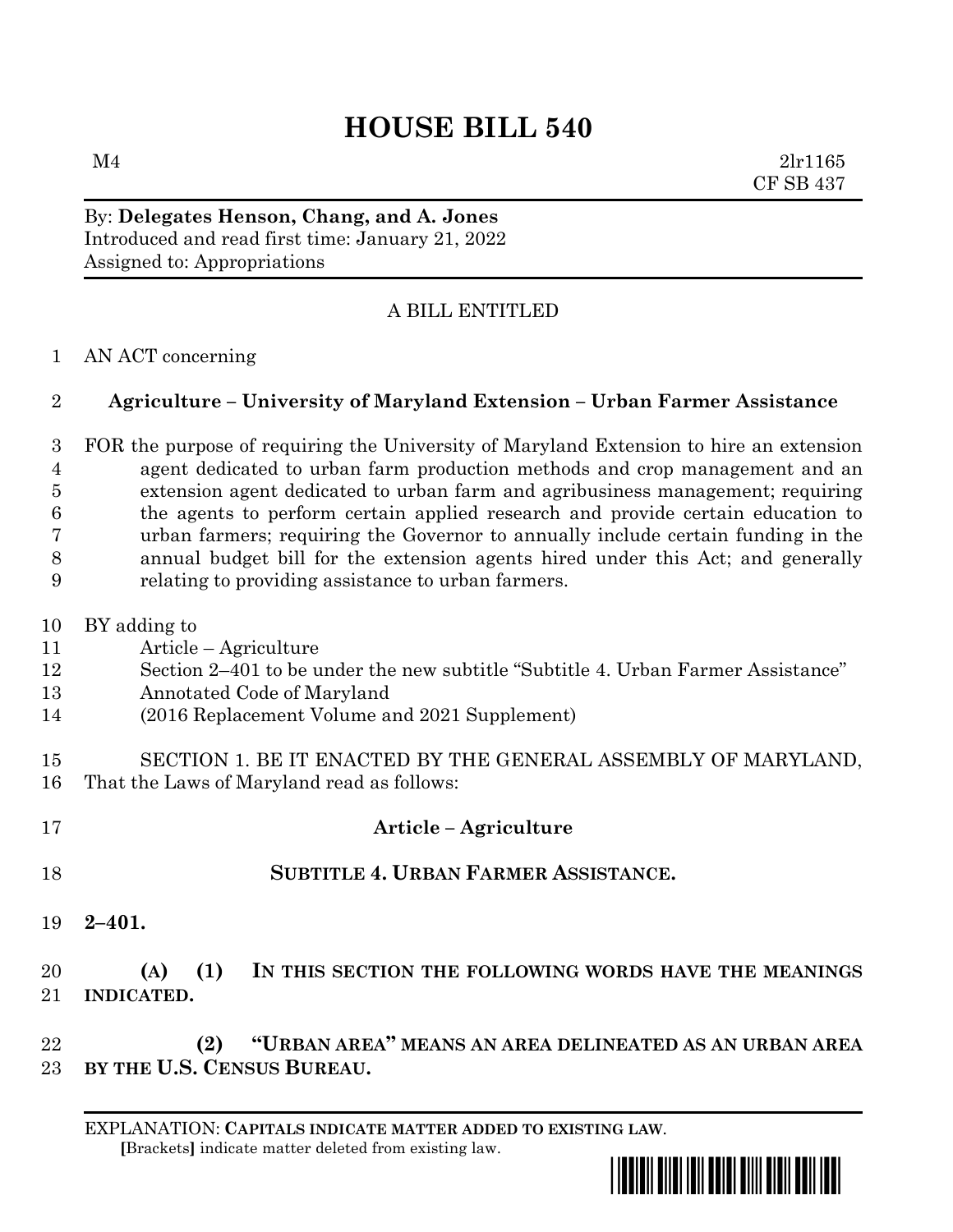# HOUSE BILL 540

M4 2lr1165
CF SB 437

By: **Delegates Henson, Chang, and A. Jones**
Introduced and read first time: January 21, 2022
Assigned to: Appropriations

A BILL ENTITLED

1 AN ACT concerning

2 **Agriculture – University of Maryland Extension – Urban Farmer Assistance**

3 FOR the purpose of requiring the University of Maryland Extension to hire an extension
4 agent dedicated to urban farm production methods and crop management and an
5 extension agent dedicated to urban farm and agribusiness management; requiring
6 the agents to perform certain applied research and provide certain education to
7 urban farmers; requiring the Governor to annually include certain funding in the
8 annual budget bill for the extension agents hired under this Act; and generally
9 relating to providing assistance to urban farmers.

10 BY adding to
11 Article – Agriculture
12 Section 2–401 to be under the new subtitle "Subtitle 4. Urban Farmer Assistance"
13 Annotated Code of Maryland
14 (2016 Replacement Volume and 2021 Supplement)

15 SECTION 1. BE IT ENACTED BY THE GENERAL ASSEMBLY OF MARYLAND,
16 That the Laws of Maryland read as follows:

17 **Article – Agriculture**

18 **SUBTITLE 4. URBAN FARMER ASSISTANCE.**

19 **2–401.**

20 **(A) (1) IN THIS SECTION THE FOLLOWING WORDS HAVE THE MEANINGS**
21 **INDICATED.**

22 **(2) "URBAN AREA" MEANS AN AREA DELINEATED AS AN URBAN AREA**
23 **BY THE U.S. CENSUS BUREAU.**

EXPLANATION: **CAPITALS INDICATE MATTER ADDED TO EXISTING LAW.**
[Brackets] indicate matter deleted from existing law.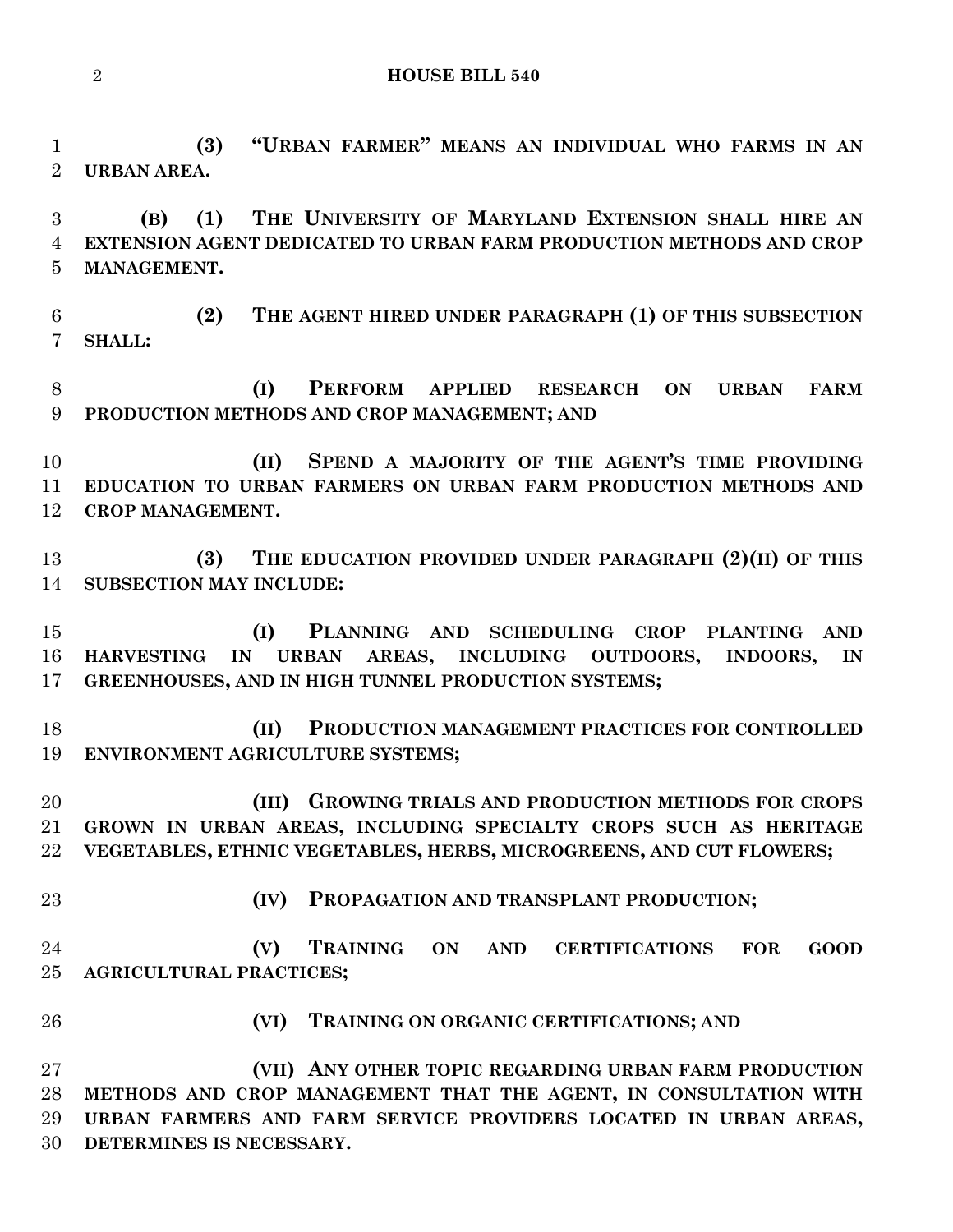**(3) "URBAN FARMER" MEANS AN INDIVIDUAL WHO FARMS IN AN URBAN AREA.**

**(B) (1) THE UNIVERSITY OF MARYLAND EXTENSION SHALL HIRE AN EXTENSION AGENT DEDICATED TO URBAN FARM PRODUCTION METHODS AND CROP MANAGEMENT.**

**(2) THE AGENT HIRED UNDER PARAGRAPH (1) OF THIS SUBSECTION SHALL:**

**(I) PERFORM APPLIED RESEARCH ON URBAN FARM PRODUCTION METHODS AND CROP MANAGEMENT; AND**

**(II) SPEND A MAJORITY OF THE AGENT'S TIME PROVIDING EDUCATION TO URBAN FARMERS ON URBAN FARM PRODUCTION METHODS AND CROP MANAGEMENT.**

**(3) THE EDUCATION PROVIDED UNDER PARAGRAPH (2)(II) OF THIS SUBSECTION MAY INCLUDE:**

**(I) PLANNING AND SCHEDULING CROP PLANTING AND HARVESTING IN URBAN AREAS, INCLUDING OUTDOORS, INDOORS, IN GREENHOUSES, AND IN HIGH TUNNEL PRODUCTION SYSTEMS;**

**(II) PRODUCTION MANAGEMENT PRACTICES FOR CONTROLLED ENVIRONMENT AGRICULTURE SYSTEMS;**

**(III) GROWING TRIALS AND PRODUCTION METHODS FOR CROPS GROWN IN URBAN AREAS, INCLUDING SPECIALTY CROPS SUCH AS HERITAGE VEGETABLES, ETHNIC VEGETABLES, HERBS, MICROGREENS, AND CUT FLOWERS;**

**(IV) PROPAGATION AND TRANSPLANT PRODUCTION;**

**(V) TRAINING ON AND CERTIFICATIONS FOR GOOD AGRICULTURAL PRACTICES;**

**(VI) TRAINING ON ORGANIC CERTIFICATIONS; AND**

**(VII) ANY OTHER TOPIC REGARDING URBAN FARM PRODUCTION METHODS AND CROP MANAGEMENT THAT THE AGENT, IN CONSULTATION WITH URBAN FARMERS AND FARM SERVICE PROVIDERS LOCATED IN URBAN AREAS, DETERMINES IS NECESSARY.**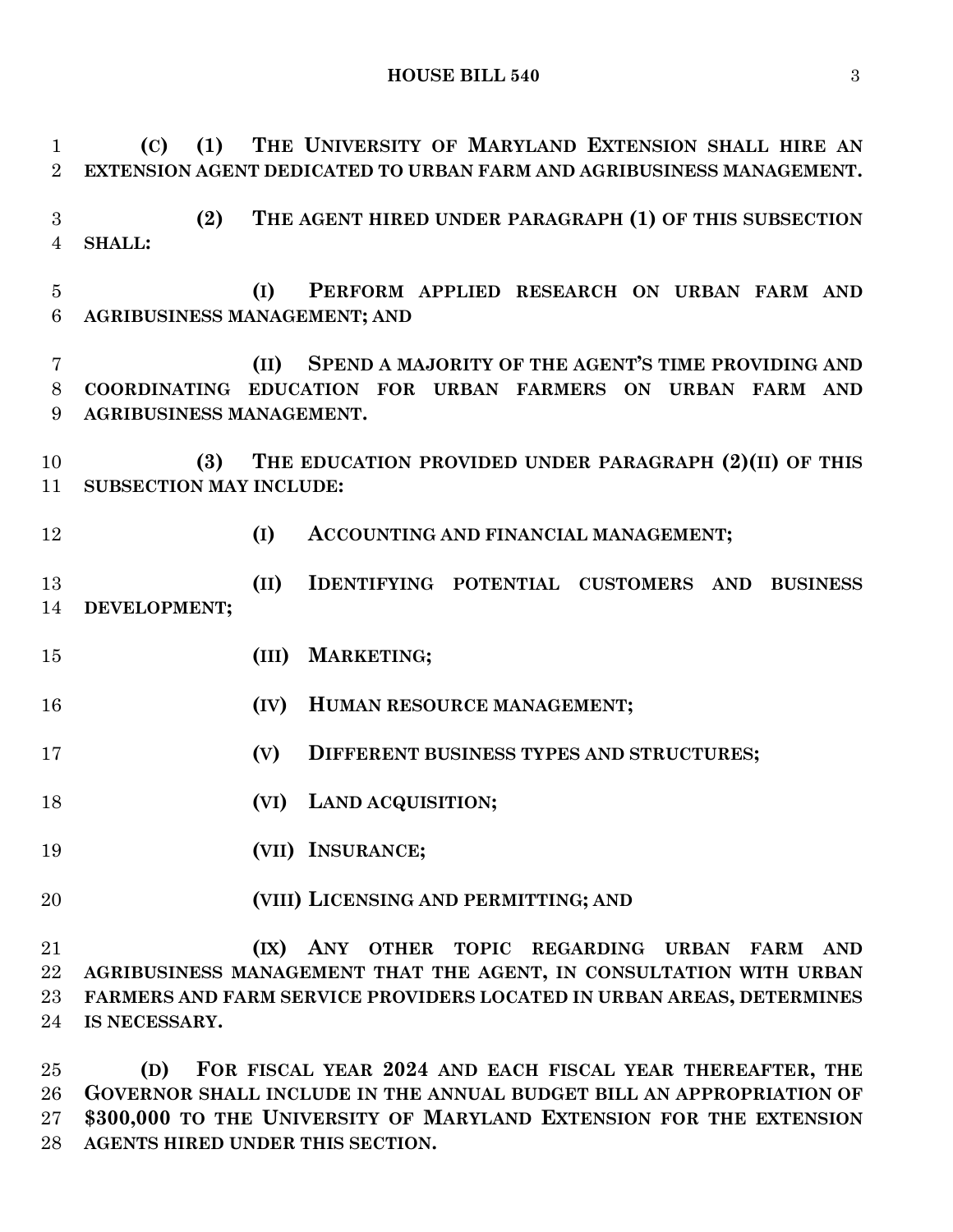**(C) (1) THE UNIVERSITY OF MARYLAND EXTENSION SHALL HIRE AN EXTENSION AGENT DEDICATED TO URBAN FARM AND AGRIBUSINESS MANAGEMENT.**

**(2) THE AGENT HIRED UNDER PARAGRAPH (1) OF THIS SUBSECTION SHALL:**

**(I) PERFORM APPLIED RESEARCH ON URBAN FARM AND AGRIBUSINESS MANAGEMENT; AND**

**(II) SPEND A MAJORITY OF THE AGENT'S TIME PROVIDING AND COORDINATING EDUCATION FOR URBAN FARMERS ON URBAN FARM AND AGRIBUSINESS MANAGEMENT.**

**(3) THE EDUCATION PROVIDED UNDER PARAGRAPH (2)(II) OF THIS SUBSECTION MAY INCLUDE:**

**(I) ACCOUNTING AND FINANCIAL MANAGEMENT;**

**(II) IDENTIFYING POTENTIAL CUSTOMERS AND BUSINESS DEVELOPMENT;**

**(III) MARKETING;**

**(IV) HUMAN RESOURCE MANAGEMENT;**

**(V) DIFFERENT BUSINESS TYPES AND STRUCTURES;**

**(VI) LAND ACQUISITION;**

**(VII) INSURANCE;**

**(VIII) LICENSING AND PERMITTING; AND**

**(IX) ANY OTHER TOPIC REGARDING URBAN FARM AND AGRIBUSINESS MANAGEMENT THAT THE AGENT, IN CONSULTATION WITH URBAN FARMERS AND FARM SERVICE PROVIDERS LOCATED IN URBAN AREAS, DETERMINES IS NECESSARY.**

**(D) FOR FISCAL YEAR 2024 AND EACH FISCAL YEAR THEREAFTER, THE GOVERNOR SHALL INCLUDE IN THE ANNUAL BUDGET BILL AN APPROPRIATION OF $300,000 TO THE UNIVERSITY OF MARYLAND EXTENSION FOR THE EXTENSION AGENTS HIRED UNDER THIS SECTION.**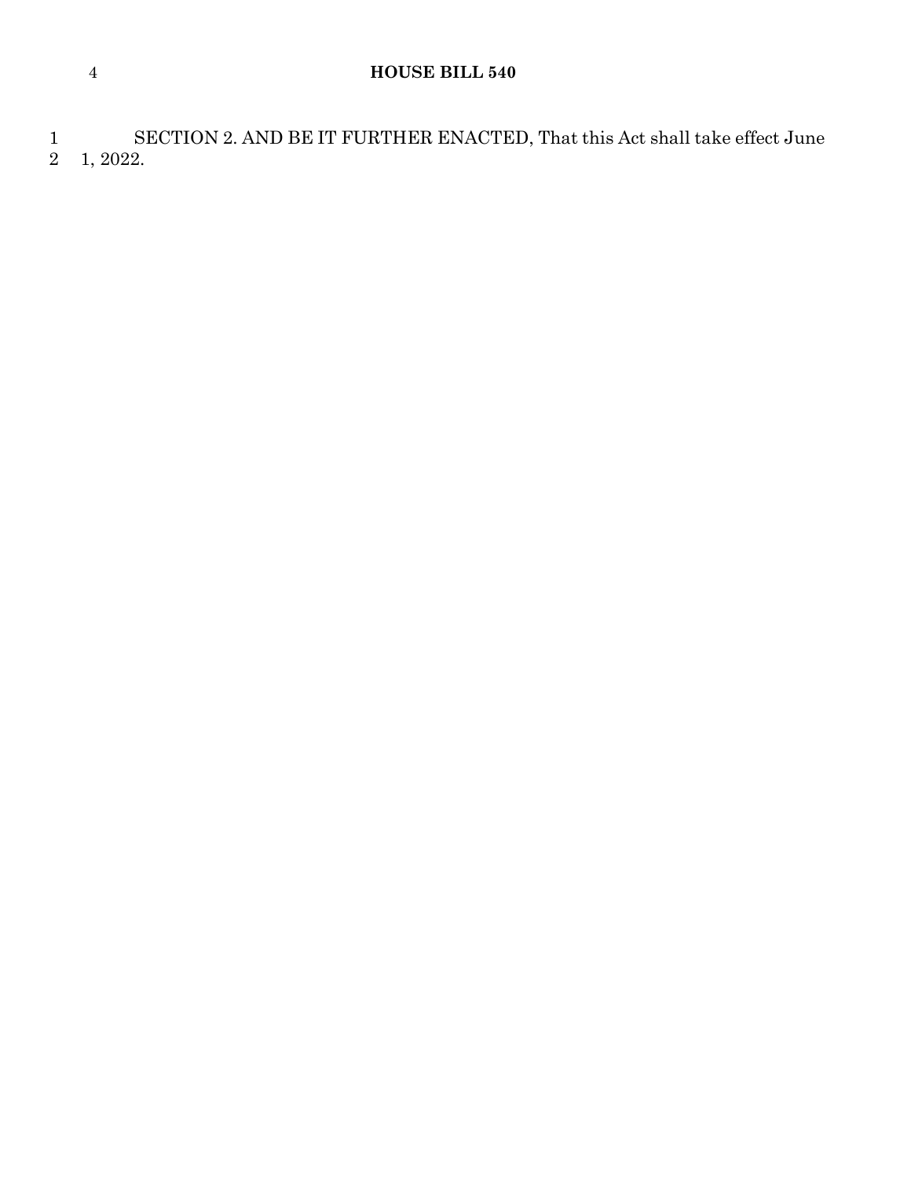SECTION 2. AND BE IT FURTHER ENACTED, That this Act shall take effect June 1, 2022.